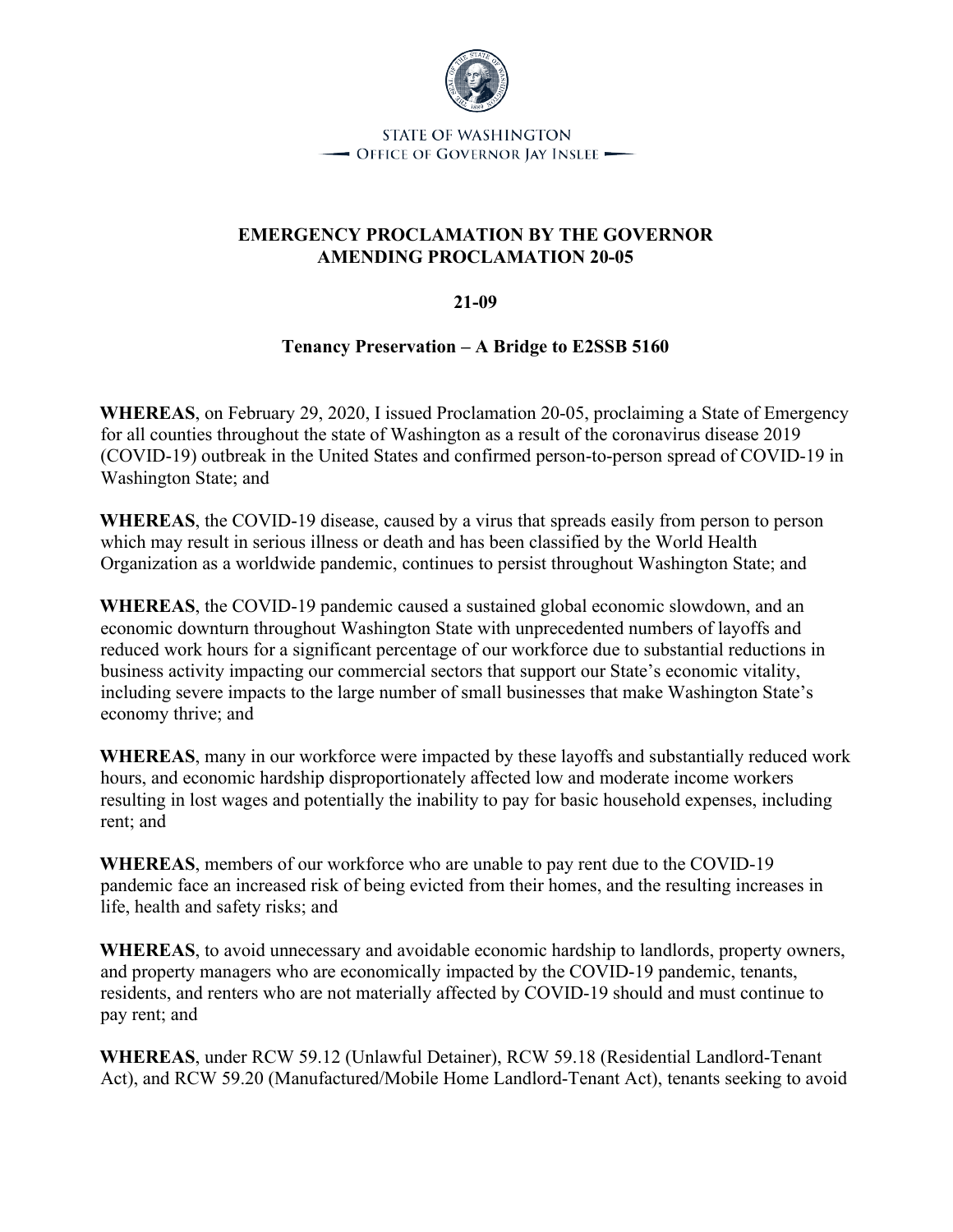STATE OF WASHINGTON

OFFICE OF GOVERNOR JAY INSLEE

# EMERGENCY PROCLAMATION BY THE GOVERNOR AMENDING PROCLAMATION 20-05

## 21-09

## Tenancy Preservation – A Bridge to E2SSB 5160

**WHEREAS**, on February 29, 2020, I issued Proclamation 20-05, proclaiming a State of Emergency for all counties throughout the state of Washington as a result of the coronavirus disease 2019 (COVID-19) outbreak in the United States and confirmed person-to-person spread of COVID-19 in Washington State; and

**WHEREAS**, the COVID-19 disease, caused by a virus that spreads easily from person to person which may result in serious illness or death and has been classified by the World Health Organization as a worldwide pandemic, continues to persist throughout Washington State; and

**WHEREAS**, the COVID-19 pandemic caused a sustained global economic slowdown, and an economic downturn throughout Washington State with unprecedented numbers of layoffs and reduced work hours for a significant percentage of our workforce due to substantial reductions in business activity impacting our commercial sectors that support our State's economic vitality, including severe impacts to the large number of small businesses that make Washington State's economy thrive; and

**WHEREAS**, many in our workforce were impacted by these layoffs and substantially reduced work hours, and economic hardship disproportionately affected low and moderate income workers resulting in lost wages and potentially the inability to pay for basic household expenses, including rent; and

**WHEREAS**, members of our workforce who are unable to pay rent due to the COVID-19 pandemic face an increased risk of being evicted from their homes, and the resulting increases in life, health and safety risks; and

**WHEREAS**, to avoid unnecessary and avoidable economic hardship to landlords, property owners, and property managers who are economically impacted by the COVID-19 pandemic, tenants, residents, and renters who are not materially affected by COVID-19 should and must continue to pay rent; and

**WHEREAS**, under RCW 59.12 (Unlawful Detainer), RCW 59.18 (Residential Landlord-Tenant Act), and RCW 59.20 (Manufactured/Mobile Home Landlord-Tenant Act), tenants seeking to avoid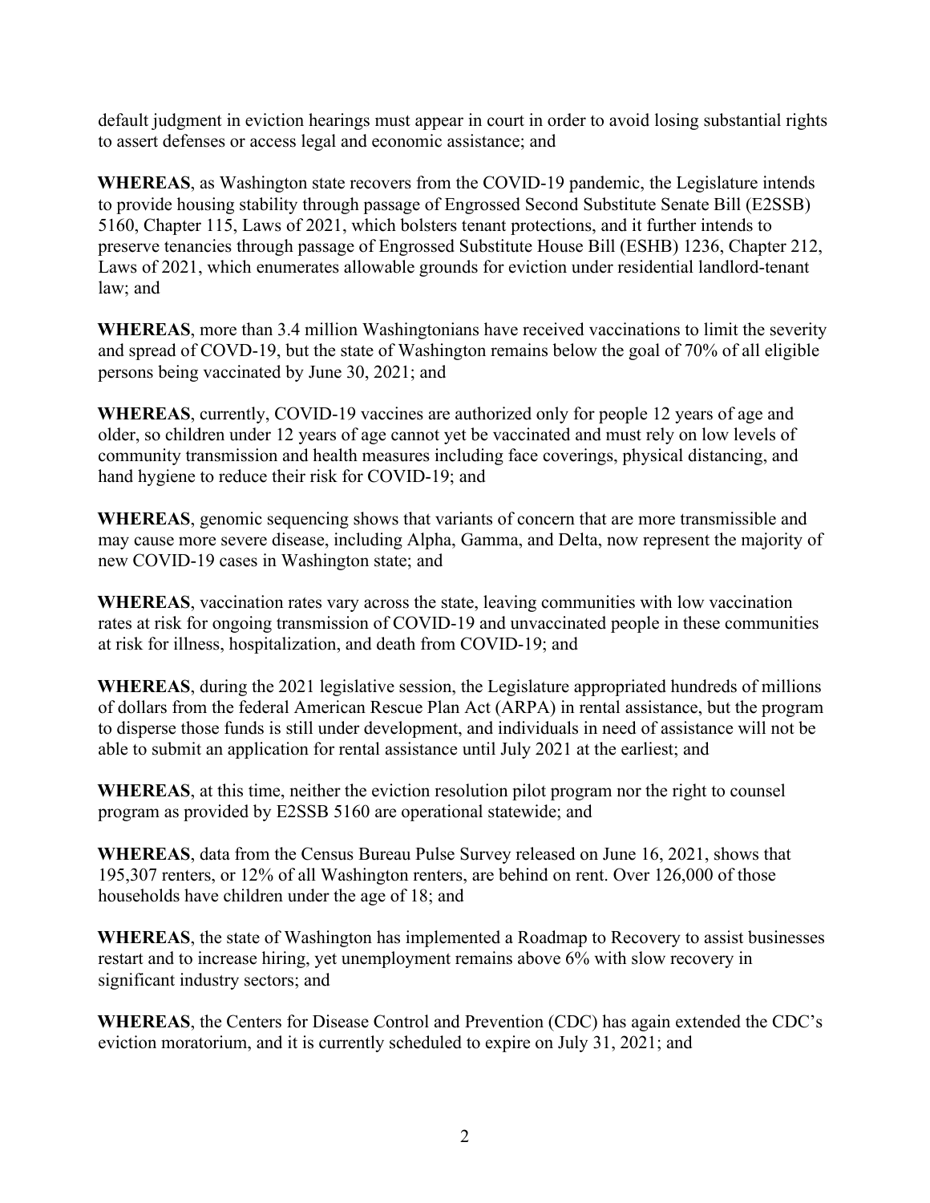default judgment in eviction hearings must appear in court in order to avoid losing substantial rights to assert defenses or access legal and economic assistance; and

**WHEREAS**, as Washington state recovers from the COVID-19 pandemic, the Legislature intends to provide housing stability through passage of Engrossed Second Substitute Senate Bill (E2SSB) 5160, Chapter 115, Laws of 2021, which bolsters tenant protections, and it further intends to preserve tenancies through passage of Engrossed Substitute House Bill (ESHB) 1236, Chapter 212, Laws of 2021, which enumerates allowable grounds for eviction under residential landlord-tenant law; and

**WHEREAS**, more than 3.4 million Washingtonians have received vaccinations to limit the severity and spread of COVD-19, but the state of Washington remains below the goal of 70% of all eligible persons being vaccinated by June 30, 2021; and

**WHEREAS**, currently, COVID-19 vaccines are authorized only for people 12 years of age and older, so children under 12 years of age cannot yet be vaccinated and must rely on low levels of community transmission and health measures including face coverings, physical distancing, and hand hygiene to reduce their risk for COVID-19; and

**WHEREAS**, genomic sequencing shows that variants of concern that are more transmissible and may cause more severe disease, including Alpha, Gamma, and Delta, now represent the majority of new COVID-19 cases in Washington state; and

**WHEREAS**, vaccination rates vary across the state, leaving communities with low vaccination rates at risk for ongoing transmission of COVID-19 and unvaccinated people in these communities at risk for illness, hospitalization, and death from COVID-19; and

**WHEREAS**, during the 2021 legislative session, the Legislature appropriated hundreds of millions of dollars from the federal American Rescue Plan Act (ARPA) in rental assistance, but the program to disperse those funds is still under development, and individuals in need of assistance will not be able to submit an application for rental assistance until July 2021 at the earliest; and

**WHEREAS**, at this time, neither the eviction resolution pilot program nor the right to counsel program as provided by E2SSB 5160 are operational statewide; and

**WHEREAS**, data from the Census Bureau Pulse Survey released on June 16, 2021, shows that 195,307 renters, or 12% of all Washington renters, are behind on rent. Over 126,000 of those households have children under the age of 18; and

**WHEREAS**, the state of Washington has implemented a Roadmap to Recovery to assist businesses restart and to increase hiring, yet unemployment remains above 6% with slow recovery in significant industry sectors; and

**WHEREAS**, the Centers for Disease Control and Prevention (CDC) has again extended the CDC's eviction moratorium, and it is currently scheduled to expire on July 31, 2021; and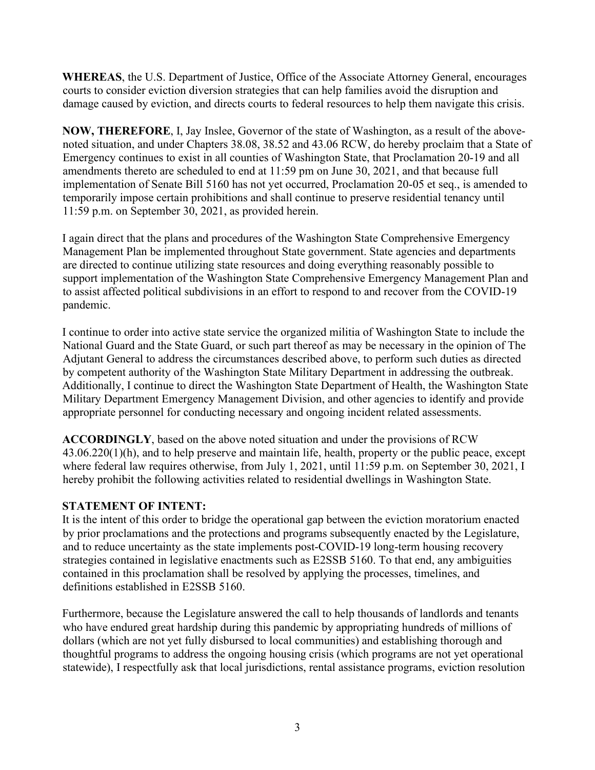**WHEREAS**, the U.S. Department of Justice, Office of the Associate Attorney General, encourages courts to consider eviction diversion strategies that can help families avoid the disruption and damage caused by eviction, and directs courts to federal resources to help them navigate this crisis.

**NOW, THEREFORE**, I, Jay Inslee, Governor of the state of Washington, as a result of the above-noted situation, and under Chapters 38.08, 38.52 and 43.06 RCW, do hereby proclaim that a State of Emergency continues to exist in all counties of Washington State, that Proclamation 20-19 and all amendments thereto are scheduled to end at 11:59 pm on June 30, 2021, and that because full implementation of Senate Bill 5160 has not yet occurred, Proclamation 20-05 et seq., is amended to temporarily impose certain prohibitions and shall continue to preserve residential tenancy until 11:59 p.m. on September 30, 2021, as provided herein.

I again direct that the plans and procedures of the Washington State Comprehensive Emergency Management Plan be implemented throughout State government. State agencies and departments are directed to continue utilizing state resources and doing everything reasonably possible to support implementation of the Washington State Comprehensive Emergency Management Plan and to assist affected political subdivisions in an effort to respond to and recover from the COVID-19 pandemic.

I continue to order into active state service the organized militia of Washington State to include the National Guard and the State Guard, or such part thereof as may be necessary in the opinion of The Adjutant General to address the circumstances described above, to perform such duties as directed by competent authority of the Washington State Military Department in addressing the outbreak. Additionally, I continue to direct the Washington State Department of Health, the Washington State Military Department Emergency Management Division, and other agencies to identify and provide appropriate personnel for conducting necessary and ongoing incident related assessments.

**ACCORDINGLY**, based on the above noted situation and under the provisions of RCW 43.06.220(1)(h), and to help preserve and maintain life, health, property or the public peace, except where federal law requires otherwise, from July 1, 2021, until 11:59 p.m. on September 30, 2021, I hereby prohibit the following activities related to residential dwellings in Washington State.

**STATEMENT OF INTENT:**

It is the intent of this order to bridge the operational gap between the eviction moratorium enacted by prior proclamations and the protections and programs subsequently enacted by the Legislature, and to reduce uncertainty as the state implements post-COVID-19 long-term housing recovery strategies contained in legislative enactments such as E2SSB 5160. To that end, any ambiguities contained in this proclamation shall be resolved by applying the processes, timelines, and definitions established in E2SSB 5160.

Furthermore, because the Legislature answered the call to help thousands of landlords and tenants who have endured great hardship during this pandemic by appropriating hundreds of millions of dollars (which are not yet fully disbursed to local communities) and establishing thorough and thoughtful programs to address the ongoing housing crisis (which programs are not yet operational statewide), I respectfully ask that local jurisdictions, rental assistance programs, eviction resolution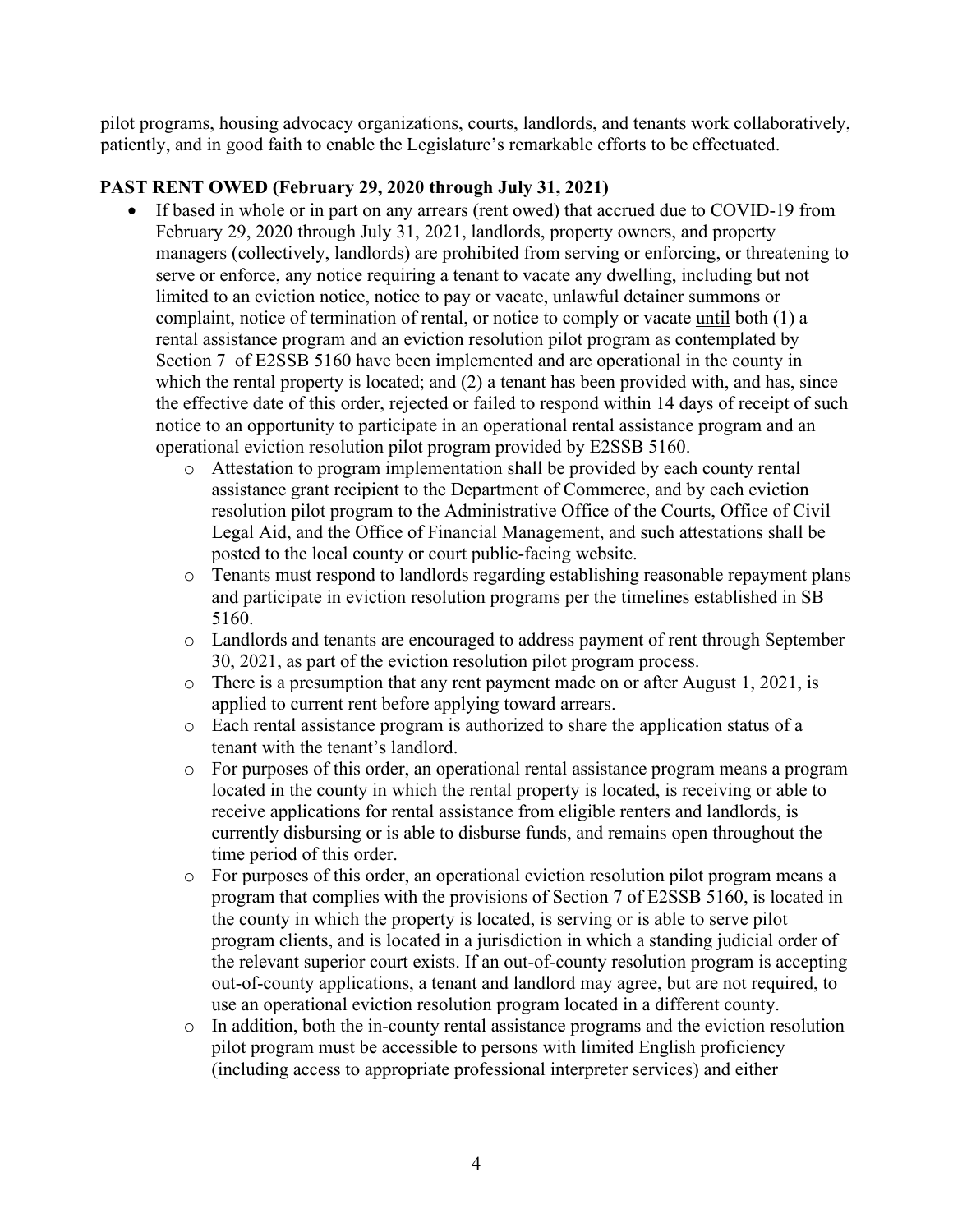pilot programs, housing advocacy organizations, courts, landlords, and tenants work collaboratively, patiently, and in good faith to enable the Legislature's remarkable efforts to be effectuated.

**PAST RENT OWED (February 29, 2020 through July 31, 2021)**

- If based in whole or in part on any arrears (rent owed) that accrued due to COVID-19 from February 29, 2020 through July 31, 2021, landlords, property owners, and property managers (collectively, landlords) are prohibited from serving or enforcing, or threatening to serve or enforce, any notice requiring a tenant to vacate any dwelling, including but not limited to an eviction notice, notice to pay or vacate, unlawful detainer summons or complaint, notice of termination of rental, or notice to comply or vacate <u>until</u> both (1) a rental assistance program and an eviction resolution pilot program as contemplated by Section 7 of E2SSB 5160 have been implemented and are operational in the county in which the rental property is located; and (2) a tenant has been provided with, and has, since the effective date of this order, rejected or failed to respond within 14 days of receipt of such notice to an opportunity to participate in an operational rental assistance program and an operational eviction resolution pilot program provided by E2SSB 5160.
    - Attestation to program implementation shall be provided by each county rental assistance grant recipient to the Department of Commerce, and by each eviction resolution pilot program to the Administrative Office of the Courts, Office of Civil Legal Aid, and the Office of Financial Management, and such attestations shall be posted to the local county or court public-facing website.
    - Tenants must respond to landlords regarding establishing reasonable repayment plans and participate in eviction resolution programs per the timelines established in SB 5160.
    - Landlords and tenants are encouraged to address payment of rent through September 30, 2021, as part of the eviction resolution pilot program process.
    - There is a presumption that any rent payment made on or after August 1, 2021, is applied to current rent before applying toward arrears.
    - Each rental assistance program is authorized to share the application status of a tenant with the tenant's landlord.
    - For purposes of this order, an operational rental assistance program means a program located in the county in which the rental property is located, is receiving or able to receive applications for rental assistance from eligible renters and landlords, is currently disbursing or is able to disburse funds, and remains open throughout the time period of this order.
    - For purposes of this order, an operational eviction resolution pilot program means a program that complies with the provisions of Section 7 of E2SSB 5160, is located in the county in which the property is located, is serving or is able to serve pilot program clients, and is located in a jurisdiction in which a standing judicial order of the relevant superior court exists. If an out-of-county resolution program is accepting out-of-county applications, a tenant and landlord may agree, but are not required, to use an operational eviction resolution program located in a different county.
    - In addition, both the in-county rental assistance programs and the eviction resolution pilot program must be accessible to persons with limited English proficiency (including access to appropriate professional interpreter services) and either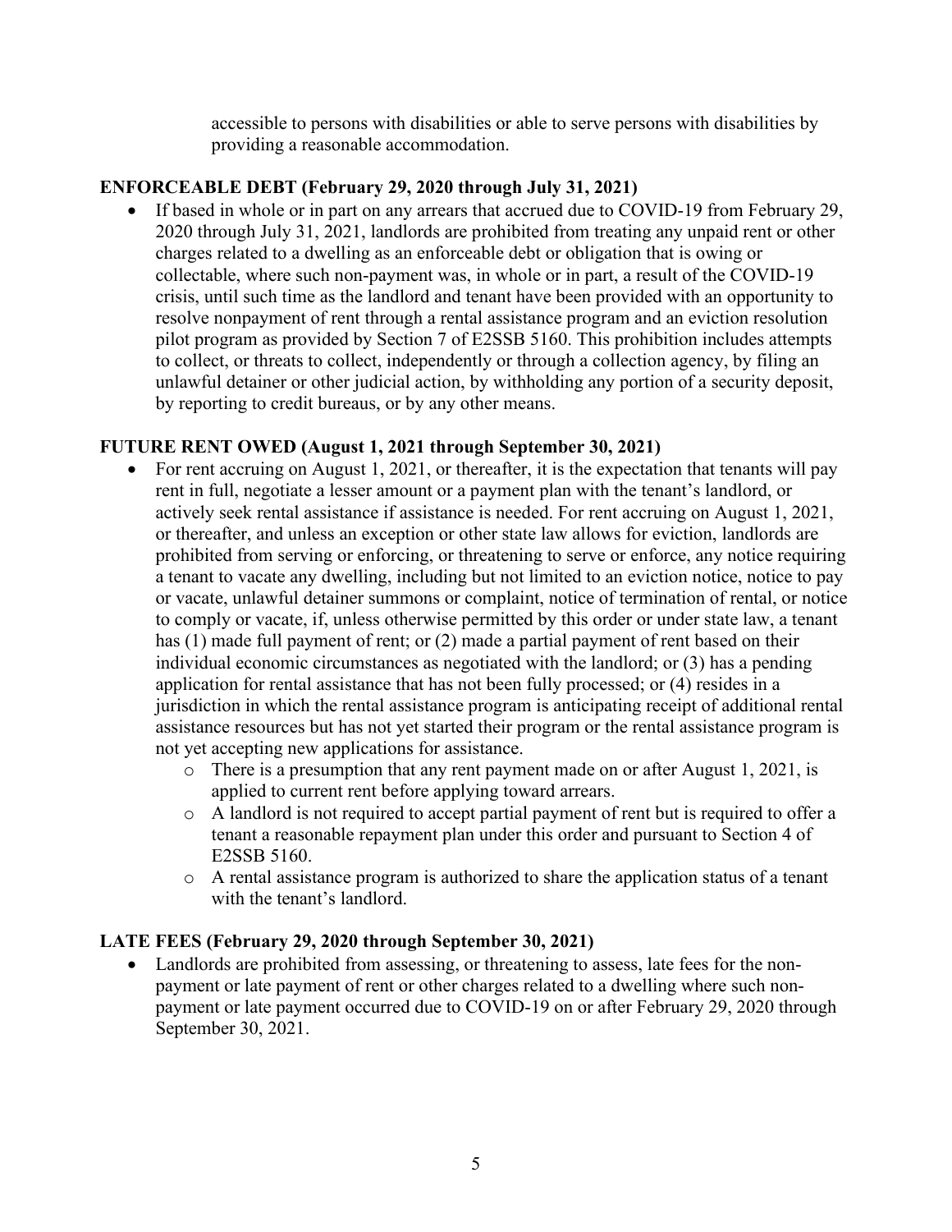accessible to persons with disabilities or able to serve persons with disabilities by providing a reasonable accommodation.

**ENFORCEABLE DEBT (February 29, 2020 through July 31, 2021)**

- If based in whole or in part on any arrears that accrued due to COVID-19 from February 29, 2020 through July 31, 2021, landlords are prohibited from treating any unpaid rent or other charges related to a dwelling as an enforceable debt or obligation that is owing or collectable, where such non-payment was, in whole or in part, a result of the COVID-19 crisis, until such time as the landlord and tenant have been provided with an opportunity to resolve nonpayment of rent through a rental assistance program and an eviction resolution pilot program as provided by Section 7 of E2SSB 5160. This prohibition includes attempts to collect, or threats to collect, independently or through a collection agency, by filing an unlawful detainer or other judicial action, by withholding any portion of a security deposit, by reporting to credit bureaus, or by any other means.

**FUTURE RENT OWED (August 1, 2021 through September 30, 2021)**

- For rent accruing on August 1, 2021, or thereafter, it is the expectation that tenants will pay rent in full, negotiate a lesser amount or a payment plan with the tenant's landlord, or actively seek rental assistance if assistance is needed. For rent accruing on August 1, 2021, or thereafter, and unless an exception or other state law allows for eviction, landlords are prohibited from serving or enforcing, or threatening to serve or enforce, any notice requiring a tenant to vacate any dwelling, including but not limited to an eviction notice, notice to pay or vacate, unlawful detainer summons or complaint, notice of termination of rental, or notice to comply or vacate, if, unless otherwise permitted by this order or under state law, a tenant has (1) made full payment of rent; or (2) made a partial payment of rent based on their individual economic circumstances as negotiated with the landlord; or (3) has a pending application for rental assistance that has not been fully processed; or (4) resides in a jurisdiction in which the rental assistance program is anticipating receipt of additional rental assistance resources but has not yet started their program or the rental assistance program is not yet accepting new applications for assistance.
  - There is a presumption that any rent payment made on or after August 1, 2021, is applied to current rent before applying toward arrears.
  - A landlord is not required to accept partial payment of rent but is required to offer a tenant a reasonable repayment plan under this order and pursuant to Section 4 of E2SSB 5160.
  - A rental assistance program is authorized to share the application status of a tenant with the tenant's landlord.

**LATE FEES (February 29, 2020 through September 30, 2021)**

- Landlords are prohibited from assessing, or threatening to assess, late fees for the non-payment or late payment of rent or other charges related to a dwelling where such non-payment or late payment occurred due to COVID-19 on or after February 29, 2020 through September 30, 2021.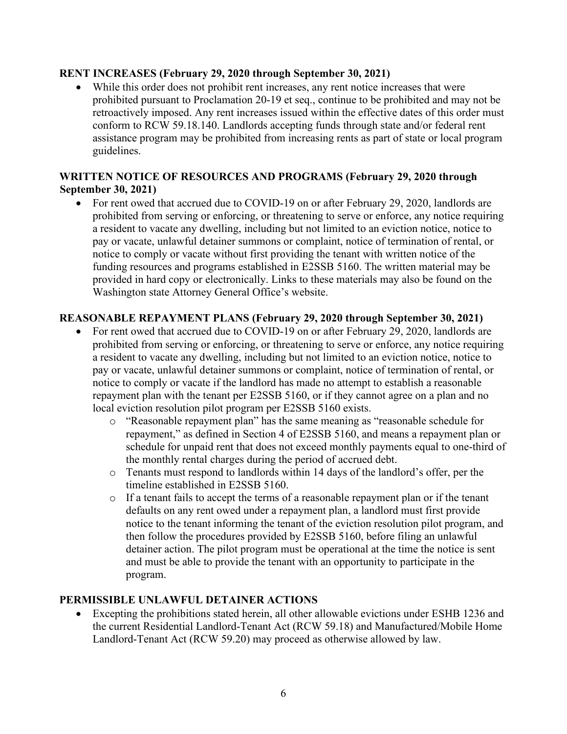**RENT INCREASES (February 29, 2020 through September 30, 2021)**

- While this order does not prohibit rent increases, any rent notice increases that were prohibited pursuant to Proclamation 20-19 et seq., continue to be prohibited and may not be retroactively imposed. Any rent increases issued within the effective dates of this order must conform to RCW 59.18.140. Landlords accepting funds through state and/or federal rent assistance program may be prohibited from increasing rents as part of state or local program guidelines.

**WRITTEN NOTICE OF RESOURCES AND PROGRAMS (February 29, 2020 through September 30, 2021)**

- For rent owed that accrued due to COVID-19 on or after February 29, 2020, landlords are prohibited from serving or enforcing, or threatening to serve or enforce, any notice requiring a resident to vacate any dwelling, including but not limited to an eviction notice, notice to pay or vacate, unlawful detainer summons or complaint, notice of termination of rental, or notice to comply or vacate without first providing the tenant with written notice of the funding resources and programs established in E2SSB 5160. The written material may be provided in hard copy or electronically. Links to these materials may also be found on the Washington state Attorney General Office's website.

**REASONABLE REPAYMENT PLANS (February 29, 2020 through September 30, 2021)**

- For rent owed that accrued due to COVID-19 on or after February 29, 2020, landlords are prohibited from serving or enforcing, or threatening to serve or enforce, any notice requiring a resident to vacate any dwelling, including but not limited to an eviction notice, notice to pay or vacate, unlawful detainer summons or complaint, notice of termination of rental, or notice to comply or vacate if the landlord has made no attempt to establish a reasonable repayment plan with the tenant per E2SSB 5160, or if they cannot agree on a plan and no local eviction resolution pilot program per E2SSB 5160 exists.
  - "Reasonable repayment plan" has the same meaning as "reasonable schedule for repayment," as defined in Section 4 of E2SSB 5160, and means a repayment plan or schedule for unpaid rent that does not exceed monthly payments equal to one-third of the monthly rental charges during the period of accrued debt.
  - Tenants must respond to landlords within 14 days of the landlord's offer, per the timeline established in E2SSB 5160.
  - If a tenant fails to accept the terms of a reasonable repayment plan or if the tenant defaults on any rent owed under a repayment plan, a landlord must first provide notice to the tenant informing the tenant of the eviction resolution pilot program, and then follow the procedures provided by E2SSB 5160, before filing an unlawful detainer action. The pilot program must be operational at the time the notice is sent and must be able to provide the tenant with an opportunity to participate in the program.

**PERMISSIBLE UNLAWFUL DETAINER ACTIONS**

- Excepting the prohibitions stated herein, all other allowable evictions under ESHB 1236 and the current Residential Landlord-Tenant Act (RCW 59.18) and Manufactured/Mobile Home Landlord-Tenant Act (RCW 59.20) may proceed as otherwise allowed by law.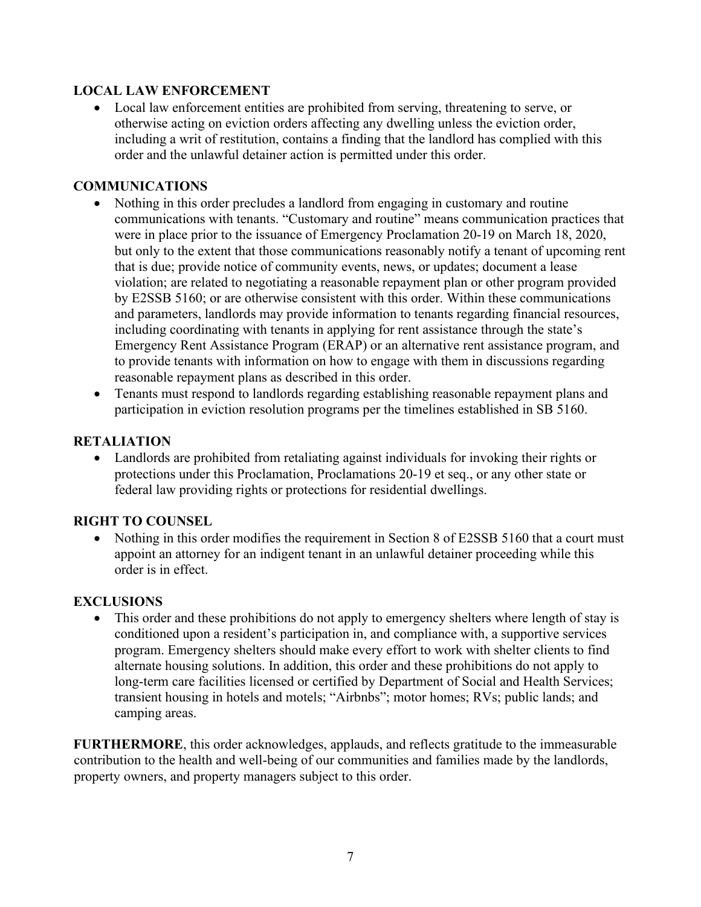**LOCAL LAW ENFORCEMENT**

- Local law enforcement entities are prohibited from serving, threatening to serve, or otherwise acting on eviction orders affecting any dwelling unless the eviction order, including a writ of restitution, contains a finding that the landlord has complied with this order and the unlawful detainer action is permitted under this order.

**COMMUNICATIONS**

- Nothing in this order precludes a landlord from engaging in customary and routine communications with tenants. "Customary and routine" means communication practices that were in place prior to the issuance of Emergency Proclamation 20-19 on March 18, 2020, but only to the extent that those communications reasonably notify a tenant of upcoming rent that is due; provide notice of community events, news, or updates; document a lease violation; are related to negotiating a reasonable repayment plan or other program provided by E2SSB 5160; or are otherwise consistent with this order. Within these communications and parameters, landlords may provide information to tenants regarding financial resources, including coordinating with tenants in applying for rent assistance through the state's Emergency Rent Assistance Program (ERAP) or an alternative rent assistance program, and to provide tenants with information on how to engage with them in discussions regarding reasonable repayment plans as described in this order.
- Tenants must respond to landlords regarding establishing reasonable repayment plans and participation in eviction resolution programs per the timelines established in SB 5160.

**RETALIATION**

- Landlords are prohibited from retaliating against individuals for invoking their rights or protections under this Proclamation, Proclamations 20-19 et seq., or any other state or federal law providing rights or protections for residential dwellings.

**RIGHT TO COUNSEL**

- Nothing in this order modifies the requirement in Section 8 of E2SSB 5160 that a court must appoint an attorney for an indigent tenant in an unlawful detainer proceeding while this order is in effect.

**EXCLUSIONS**

- This order and these prohibitions do not apply to emergency shelters where length of stay is conditioned upon a resident's participation in, and compliance with, a supportive services program. Emergency shelters should make every effort to work with shelter clients to find alternate housing solutions. In addition, this order and these prohibitions do not apply to long-term care facilities licensed or certified by Department of Social and Health Services; transient housing in hotels and motels; "Airbnbs"; motor homes; RVs; public lands; and camping areas.

**FURTHERMORE**, this order acknowledges, applauds, and reflects gratitude to the immeasurable contribution to the health and well-being of our communities and families made by the landlords, property owners, and property managers subject to this order.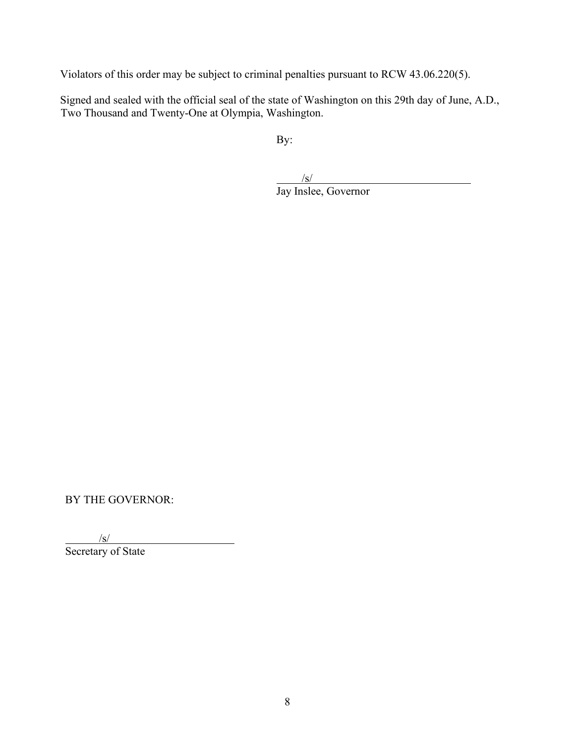Violators of this order may be subject to criminal penalties pursuant to RCW 43.06.220(5).

Signed and sealed with the official seal of the state of Washington on this 29th day of June, A.D., Two Thousand and Twenty-One at Olympia, Washington.

By:

/s/

Jay Inslee, Governor

BY THE GOVERNOR:

/s/

Secretary of State